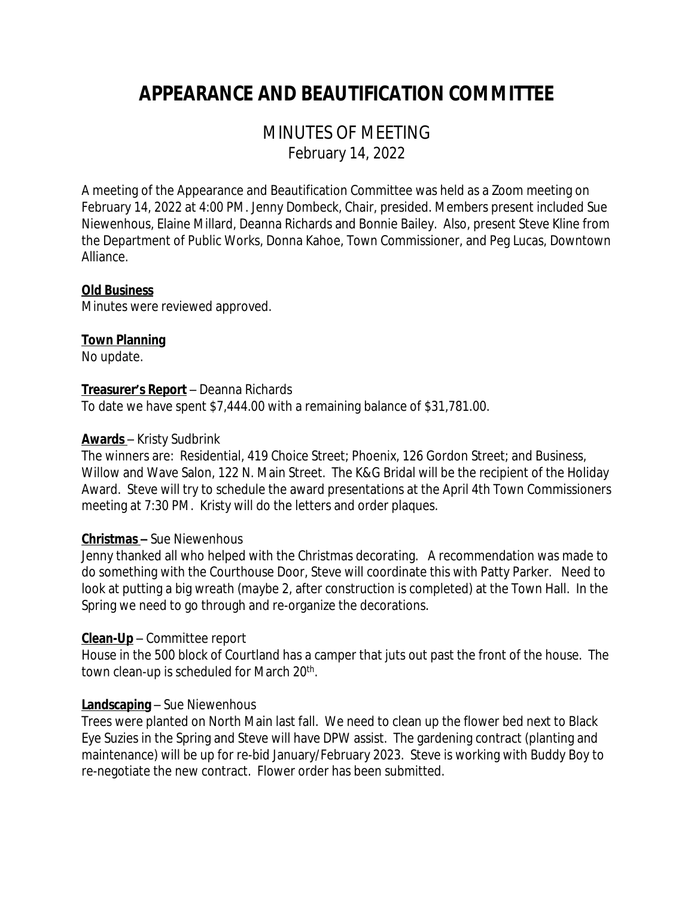# APPEARANCE AND BEAUTIFICATION COMMITTEE

## MINUTES OF MEETING

February 14, 2022

A meeting of the Appearance and Beautification Committee was held as a Zoom meeting on February 14, 2022 at 4:00 PM. Jenny Dombeck, Chair, presided. Members present included Sue Niewenhous, Elaine Millard, Deanna Richards and Bonnie Bailey. Also, present Steve Kline from the Department of Public Works, Donna Kahoe, Town Commissioner, and Peg Lucas, Downtown Alliance.

**Old Business**

Minutes were reviewed approved.

**Town Planning**

No update.

**Treasurer's Report** – Deanna Richards

To date we have spent $7,444.00 with a remaining balance of $31,781.00.

**Awards** – Kristy Sudbrink

The winners are: Residential, 419 Choice Street; Phoenix, 126 Gordon Street; and Business, Willow and Wave Salon, 122 N. Main Street. The K&G Bridal will be the recipient of the Holiday Award. Steve will try to schedule the award presentations at the April 4th Town Commissioners meeting at 7:30 PM. Kristy will do the letters and order plaques.

**Christmas** – Sue Niewenhous

Jenny thanked all who helped with the Christmas decorating. A recommendation was made to do something with the Courthouse Door, Steve will coordinate this with Patty Parker. Need to look at putting a big wreath (maybe 2, after construction is completed) at the Town Hall. In the Spring we need to go through and re-organize the decorations.

**Clean-Up** – Committee report

House in the 500 block of Courtland has a camper that juts out past the front of the house. The town clean-up is scheduled for March 20th.

**Landscaping** – Sue Niewenhous

Trees were planted on North Main last fall. We need to clean up the flower bed next to Black Eye Suzies in the Spring and Steve will have DPW assist. The gardening contract (planting and maintenance) will be up for re-bid January/February 2023. Steve is working with Buddy Boy to re-negotiate the new contract. Flower order has been submitted.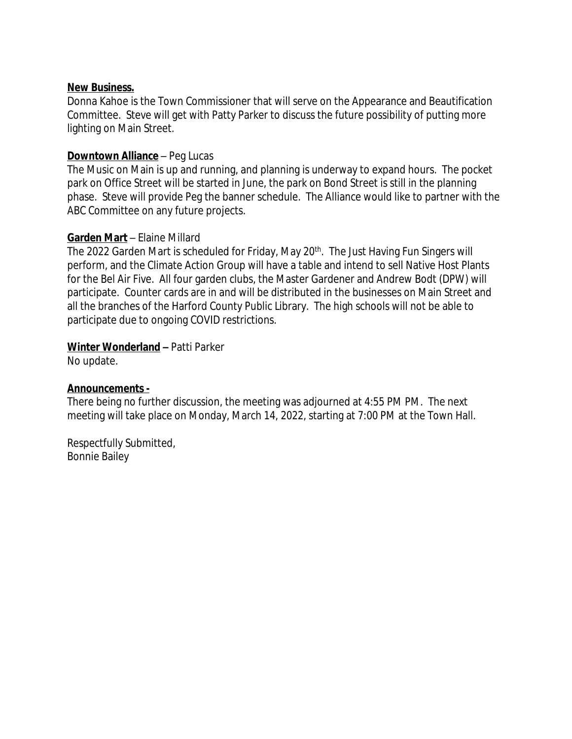**New Business.**
Donna Kahoe is the Town Commissioner that will serve on the Appearance and Beautification Committee. Steve will get with Patty Parker to discuss the future possibility of putting more lighting on Main Street.

**Downtown Alliance** – Peg Lucas
The Music on Main is up and running, and planning is underway to expand hours. The pocket park on Office Street will be started in June, the park on Bond Street is still in the planning phase. Steve will provide Peg the banner schedule. The Alliance would like to partner with the ABC Committee on any future projects.

**Garden Mart** – Elaine Millard
The 2022 Garden Mart is scheduled for Friday, May 20th. The Just Having Fun Singers will perform, and the Climate Action Group will have a table and intend to sell Native Host Plants for the Bel Air Five. All four garden clubs, the Master Gardener and Andrew Bodt (DPW) will participate. Counter cards are in and will be distributed in the businesses on Main Street and all the branches of the Harford County Public Library. The high schools will not be able to participate due to ongoing COVID restrictions.

**Winter Wonderland** – Patti Parker
No update.

**Announcements -**
There being no further discussion, the meeting was adjourned at 4:55 PM PM. The next meeting will take place on Monday, March 14, 2022, starting at 7:00 PM at the Town Hall.

Respectfully Submitted,
Bonnie Bailey